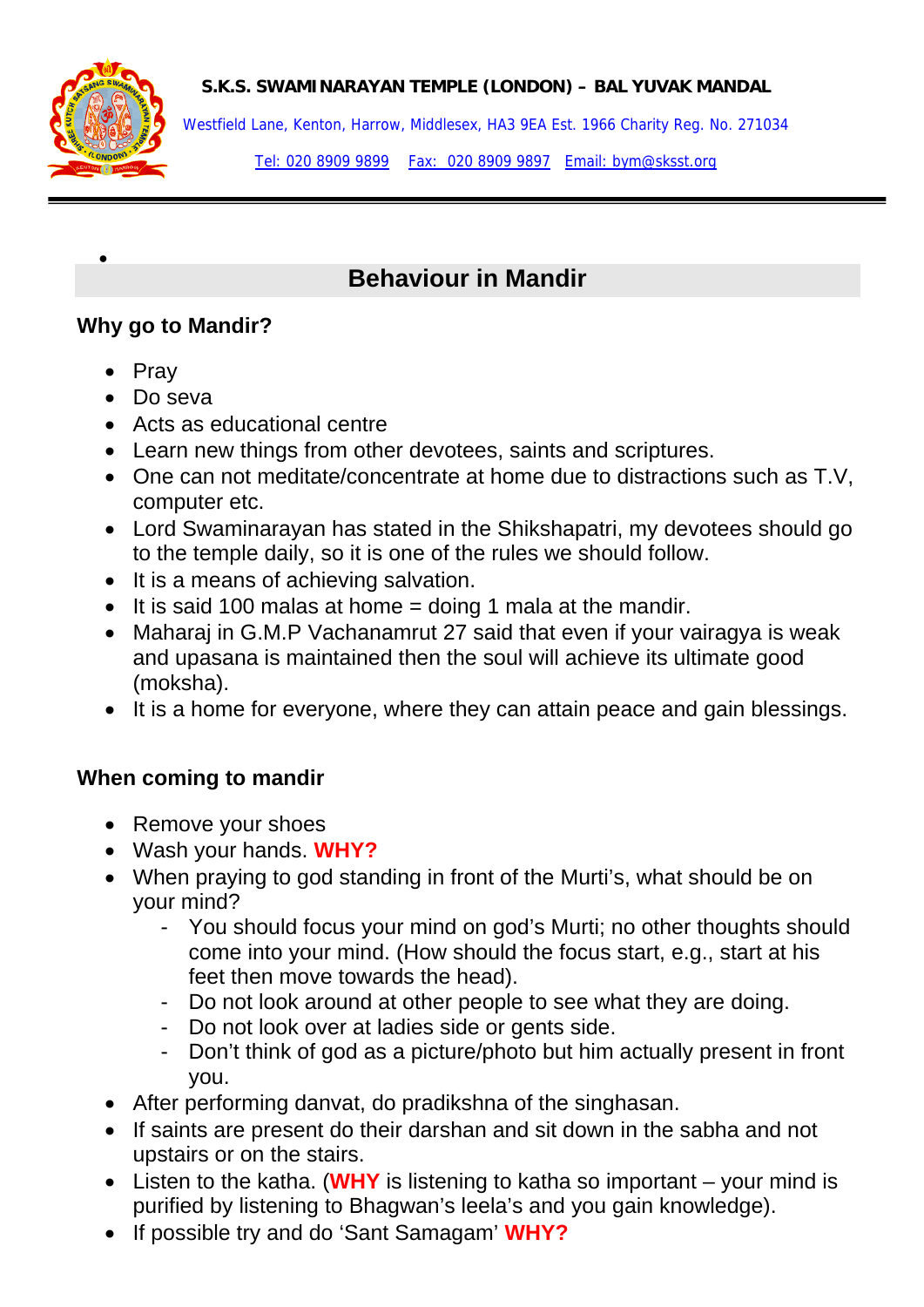**S.K.S. SWAMI NARAYAN TEMPLE (LONDON) – BAL YUVAK MANDAL**

Westfield Lane, Kenton, Harrow, Middlesex, HA3 9EA Est. 1966 Charity Reg. No. 271034

Tel: 020 8909 9899 Fax: 020 8909 9897 Email: bym@sksst.org

---

# Behaviour in Mandir

### Why go to Mandir?

- Pray
- Do seva
- Acts as educational centre
- Learn new things from other devotees, saints and scriptures.
- One can not meditate/concentrate at home due to distractions such as T.V, computer etc.
- Lord Swaminarayan has stated in the Shikshapatri, my devotees should go to the temple daily, so it is one of the rules we should follow.
- It is a means of achieving salvation.
- It is said 100 malas at home = doing 1 mala at the mandir.
- Maharaj in G.M.P Vachanamrut 27 said that even if your vairagya is weak and upasana is maintained then the soul will achieve its ultimate good (moksha).
- It is a home for everyone, where they can attain peace and gain blessings.

### When coming to mandir

- Remove your shoes
- Wash your hands. **WHY?**
- When praying to god standing in front of the Murti's, what should be on your mind?
  - You should focus your mind on god's Murti; no other thoughts should come into your mind. (How should the focus start, e.g., start at his feet then move towards the head).
  - Do not look around at other people to see what they are doing.
  - Do not look over at ladies side or gents side.
  - Don't think of god as a picture/photo but him actually present in front you.
- After performing danvat, do pradikshna of the singhasan.
- If saints are present do their darshan and sit down in the sabha and not upstairs or on the stairs.
- Listen to the katha. (**WHY** is listening to katha so important – your mind is purified by listening to Bhagwan's leela's and you gain knowledge).
- If possible try and do 'Sant Samagam' **WHY?**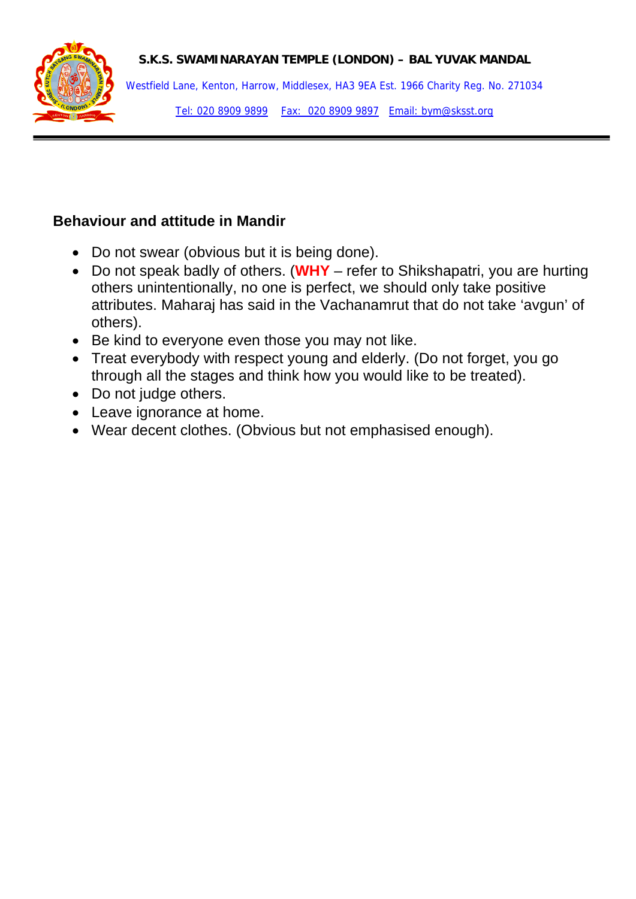**S.K.S. SWAMINARAYAN TEMPLE (LONDON) – BAL YUVAK MANDAL**

Westfield Lane, Kenton, Harrow, Middlesex, HA3 9EA Est. 1966 Charity Reg. No. 271034

Tel: 020 8909 9899 Fax: 020 8909 9897 Email: bym@sksst.org

---

### Behaviour and attitude in Mandir

- Do not swear (obvious but it is being done).
- Do not speak badly of others. (**WHY** – refer to Shikshapatri, you are hurting others unintentionally, no one is perfect, we should only take positive attributes. Maharaj has said in the Vachanamrut that do not take 'avgun' of others).
- Be kind to everyone even those you may not like.
- Treat everybody with respect young and elderly. (Do not forget, you go through all the stages and think how you would like to be treated).
- Do not judge others.
- Leave ignorance at home.
- Wear decent clothes. (Obvious but not emphasised enough).